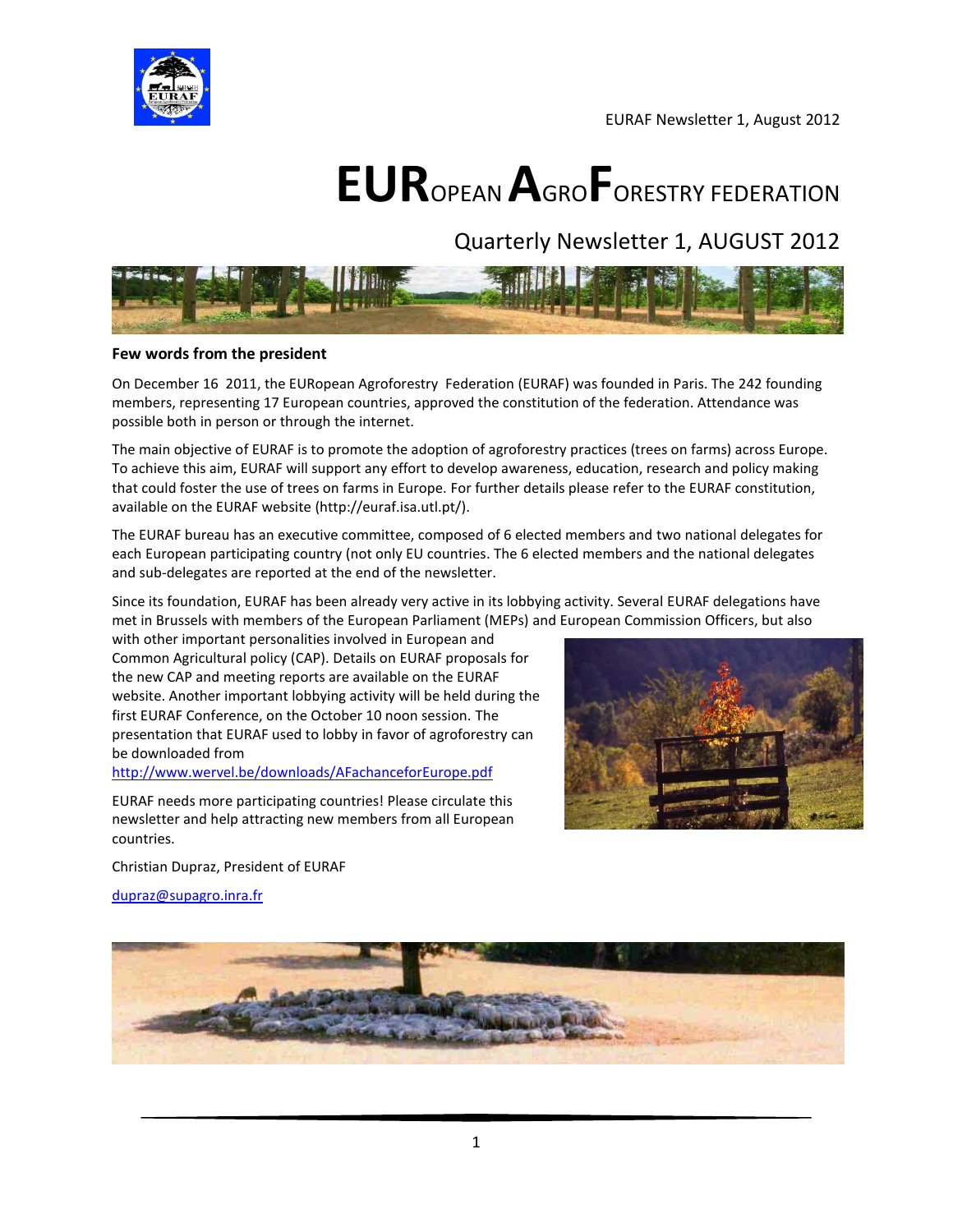EURAF Newsletter 1, August 2012

# EUROPEAN AGROFORESTRY FEDERATION

## Quarterly Newsletter 1, AUGUST 2012

**Few words from the president**

On December 16 2011, the EURopean Agroforestry Federation (EURAF) was founded in Paris. The 242 founding members, representing 17 European countries, approved the constitution of the federation. Attendance was possible both in person or through the internet.

The main objective of EURAF is to promote the adoption of agroforestry practices (trees on farms) across Europe. To achieve this aim, EURAF will support any effort to develop awareness, education, research and policy making that could foster the use of trees on farms in Europe. For further details please refer to the EURAF constitution, available on the EURAF website (http://euraf.isa.utl.pt/).

The EURAF bureau has an executive committee, composed of 6 elected members and two national delegates for each European participating country (not only EU countries. The 6 elected members and the national delegates and sub-delegates are reported at the end of the newsletter.

Since its foundation, EURAF has been already very active in its lobbying activity. Several EURAF delegations have met in Brussels with members of the European Parliament (MEPs) and European Commission Officers, but also with other important personalities involved in European and Common Agricultural policy (CAP). Details on EURAF proposals for the new CAP and meeting reports are available on the EURAF website. Another important lobbying activity will be held during the first EURAF Conference, on the October 10 noon session. The presentation that EURAF used to lobby in favor of agroforestry can be downloaded from http://www.wervel.be/downloads/AFachanceforEurope.pdf

EURAF needs more participating countries! Please circulate this newsletter and help attracting new members from all European countries.

Christian Dupraz, President of EURAF

dupraz@supagro.inra.fr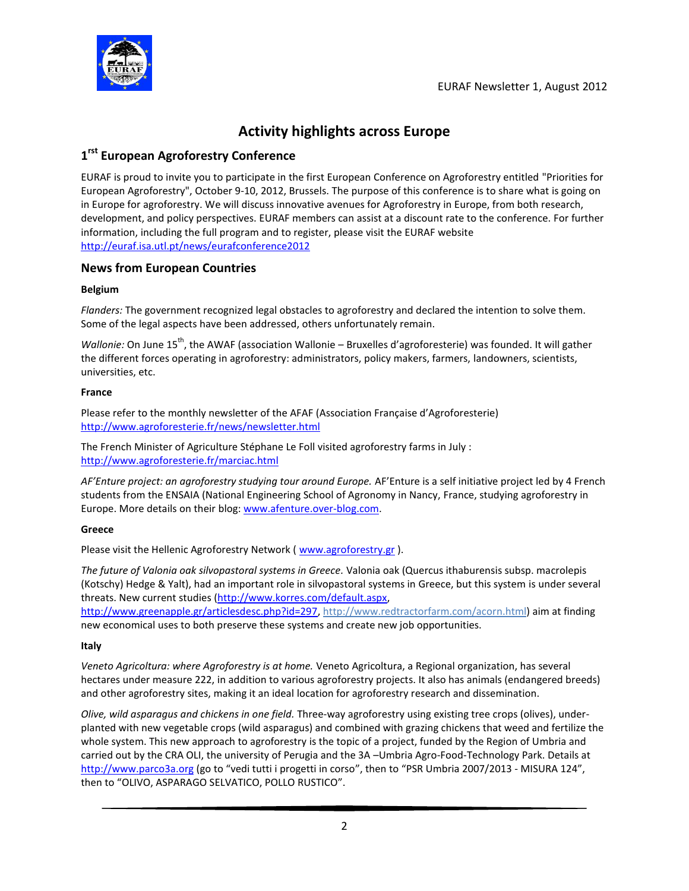# Activity highlights across Europe

## 1[rst] European Agroforestry Conference

EURAF is proud to invite you to participate in the first European Conference on Agroforestry entitled "Priorities for European Agroforestry", October 9-10, 2012, Brussels. The purpose of this conference is to share what is going on in Europe for agroforestry. We will discuss innovative avenues for Agroforestry in Europe, from both research, development, and policy perspectives. EURAF members can assist at a discount rate to the conference. For further information, including the full program and to register, please visit the EURAF website http://euraf.isa.utl.pt/news/eurafconference2012

## News from European Countries

### Belgium

*Flanders:* The government recognized legal obstacles to agroforestry and declared the intention to solve them. Some of the legal aspects have been addressed, others unfortunately remain.

*Wallonie:* On June 15[th], the AWAF (association Wallonie – Bruxelles d'agroforesterie) was founded. It will gather the different forces operating in agroforestry: administrators, policy makers, farmers, landowners, scientists, universities, etc.

### France

Please refer to the monthly newsletter of the AFAF (Association Française d'Agroforesterie) http://www.agroforesterie.fr/news/newsletter.html

The French Minister of Agriculture Stéphane Le Foll visited agroforestry farms in July : http://www.agroforesterie.fr/marciac.html

*AF'Enture project: an agroforestry studying tour around Europe.* AF'Enture is a self initiative project led by 4 French students from the ENSAIA (National Engineering School of Agronomy in Nancy, France, studying agroforestry in Europe. More details on their blog: www.afenture.over-blog.com.

### Greece

Please visit the Hellenic Agroforestry Network ( www.agroforestry.gr ).

*The future of Valonia oak silvopastoral systems in Greece.* Valonia oak (Quercus ithaburensis subsp. macrolepis (Kotschy) Hedge & Yalt), had an important role in silvopastoral systems in Greece, but this system is under several threats. New current studies (http://www.korres.com/default.aspx, http://www.greenapple.gr/articlesdesc.php?id=297, http://www.redtractorfarm.com/acorn.html) aim at finding new economical uses to both preserve these systems and create new job opportunities.

### Italy

*Veneto Agricoltura: where Agroforestry is at home.* Veneto Agricoltura, a Regional organization, has several hectares under measure 222, in addition to various agroforestry projects. It also has animals (endangered breeds) and other agroforestry sites, making it an ideal location for agroforestry research and dissemination.

*Olive, wild asparagus and chickens in one field.* Three-way agroforestry using existing tree crops (olives), under-planted with new vegetable crops (wild asparagus) and combined with grazing chickens that weed and fertilize the whole system. This new approach to agroforestry is the topic of a project, funded by the Region of Umbria and carried out by the CRA OLI, the university of Perugia and the 3A –Umbria Agro-Food-Technology Park. Details at http://www.parco3a.org (go to "vedi tutti i progetti in corso", then to "PSR Umbria 2007/2013 - MISURA 124", then to "OLIVO, ASPARAGO SELVATICO, POLLO RUSTICO".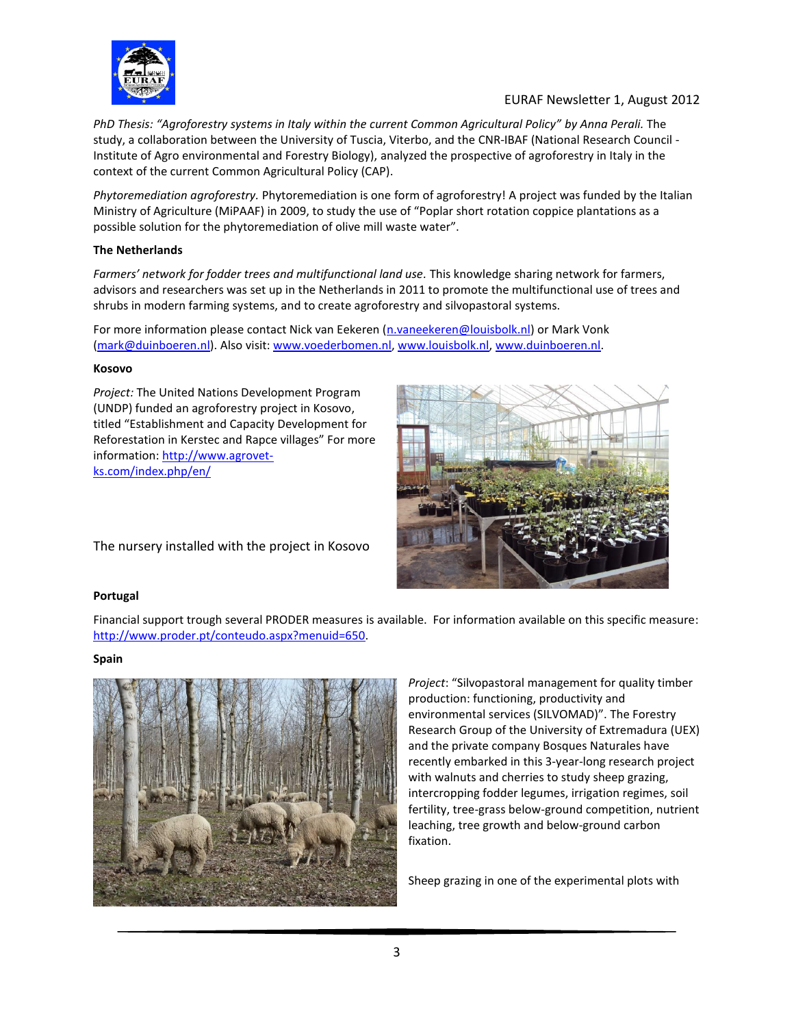*PhD Thesis: "Agroforestry systems in Italy within the current Common Agricultural Policy" by Anna Perali.* The study, a collaboration between the University of Tuscia, Viterbo, and the CNR-IBAF (National Research Council - Institute of Agro environmental and Forestry Biology), analyzed the prospective of agroforestry in Italy in the context of the current Common Agricultural Policy (CAP).

*Phytoremediation agroforestry.* Phytoremediation is one form of agroforestry! A project was funded by the Italian Ministry of Agriculture (MiPAAF) in 2009, to study the use of "Poplar short rotation coppice plantations as a possible solution for the phytoremediation of olive mill waste water".

**The Netherlands**

*Farmers' network for fodder trees and multifunctional land use.* This knowledge sharing network for farmers, advisors and researchers was set up in the Netherlands in 2011 to promote the multifunctional use of trees and shrubs in modern farming systems, and to create agroforestry and silvopastoral systems.

For more information please contact Nick van Eekeren (n.vaneekeren@louisbolk.nl) or Mark Vonk (mark@duinboeren.nl). Also visit: www.voederbomen.nl, www.louisbolk.nl, www.duinboeren.nl.

**Kosovo**

*Project:* The United Nations Development Program (UNDP) funded an agroforestry project in Kosovo, titled "Establishment and Capacity Development for Reforestation in Kerstec and Rapce villages" For more information: http://www.agrovet-ks.com/index.php/en/

The nursery installed with the project in Kosovo

**Portugal**

Financial support trough several PRODER measures is available. For information available on this specific measure: http://www.proder.pt/conteudo.aspx?menuid=650.

**Spain**

*Project*: "Silvopastoral management for quality timber production: functioning, productivity and environmental services (SILVOMAD)". The Forestry Research Group of the University of Extremadura (UEX) and the private company Bosques Naturales have recently embarked in this 3-year-long research project with walnuts and cherries to study sheep grazing, intercropping fodder legumes, irrigation regimes, soil fertility, tree-grass below-ground competition, nutrient leaching, tree growth and below-ground carbon fixation.

Sheep grazing in one of the experimental plots with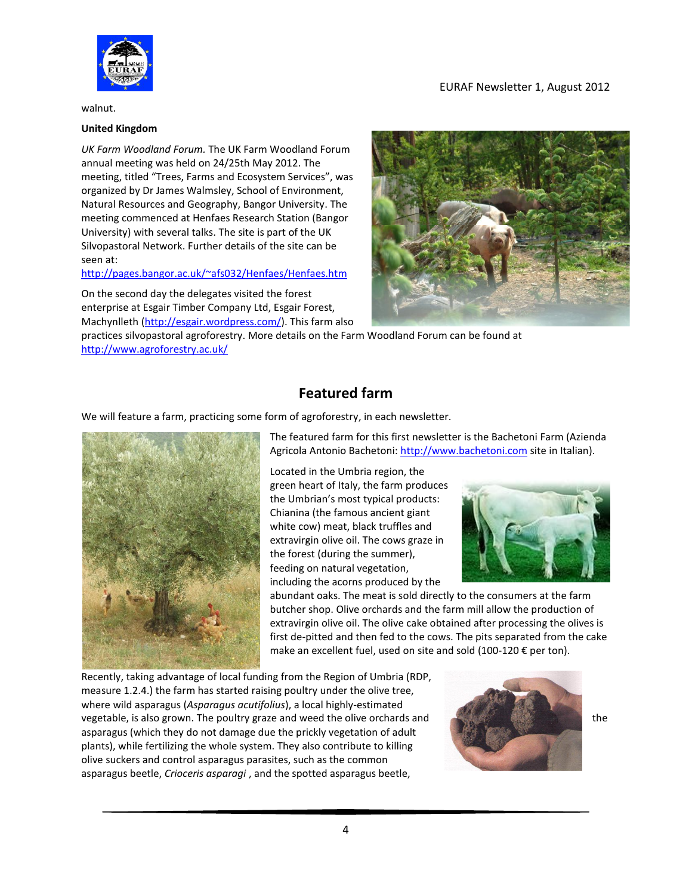walnut.

**United Kingdom**

*UK Farm Woodland Forum.* The UK Farm Woodland Forum annual meeting was held on 24/25th May 2012. The meeting, titled “Trees, Farms and Ecosystem Services”, was organized by Dr James Walmsley, School of Environment, Natural Resources and Geography, Bangor University. The meeting commenced at Henfaes Research Station (Bangor University) with several talks. The site is part of the UK Silvopastoral Network. Further details of the site can be seen at: http://pages.bangor.ac.uk/~afs032/Henfaes/Henfaes.htm

On the second day the delegates visited the forest enterprise at Esgair Timber Company Ltd, Esgair Forest, Machynlleth (http://esgair.wordpress.com/). This farm also practices silvopastoral agroforestry. More details on the Farm Woodland Forum can be found at http://www.agroforestry.ac.uk/

## Featured farm

We will feature a farm, practicing some form of agroforestry, in each newsletter.

The featured farm for this first newsletter is the Bachetoni Farm (Azienda Agricola Antonio Bachetoni: http://www.bachetoni.com site in Italian).

Located in the Umbria region, the green heart of Italy, the farm produces the Umbrian’s most typical products: Chianina (the famous ancient giant white cow) meat, black truffles and extravirgin olive oil. The cows graze in the forest (during the summer), feeding on natural vegetation, including the acorns produced by the abundant oaks. The meat is sold directly to the consumers at the farm butcher shop. Olive orchards and the farm mill allow the production of extravirgin olive oil. The olive cake obtained after processing the olives is first de-pitted and then fed to the cows. The pits separated from the cake make an excellent fuel, used on site and sold (100-120 € per ton).

Recently, taking advantage of local funding from the Region of Umbria (RDP, measure 1.2.4.) the farm has started raising poultry under the olive tree, where wild asparagus (*Asparagus acutifolius*), a local highly-estimated vegetable, is also grown. The poultry graze and weed the olive orchards and the asparagus (which they do not damage due the prickly vegetation of adult plants), while fertilizing the whole system. They also contribute to killing olive suckers and control asparagus parasites, such as the common asparagus beetle, *Crioceris asparagi* , and the spotted asparagus beetle,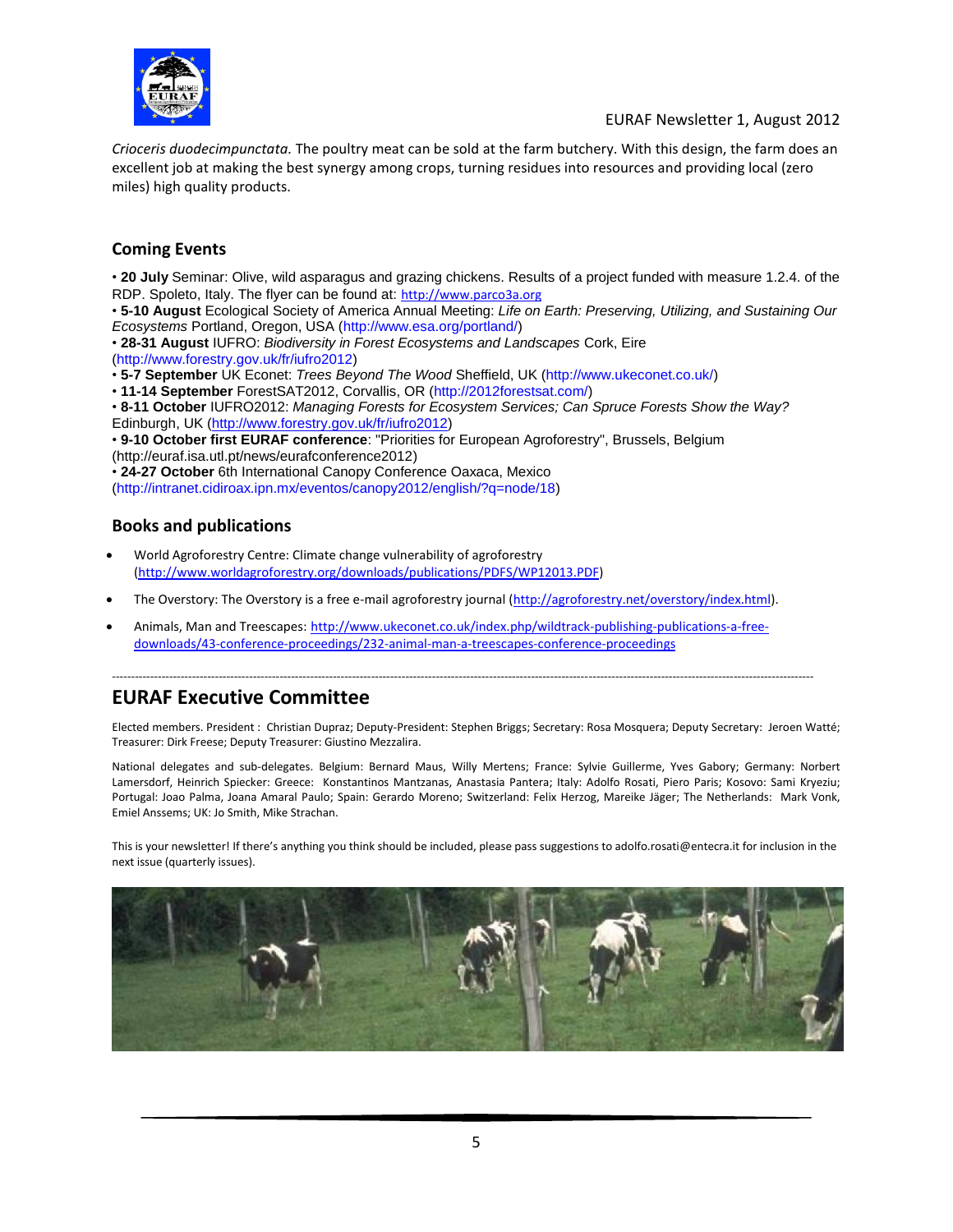*Crioceris duodecimpunctata.* The poultry meat can be sold at the farm butchery. With this design, the farm does an excellent job at making the best synergy among crops, turning residues into resources and providing local (zero miles) high quality products.

## Coming Events

• **20 July** Seminar: Olive, wild asparagus and grazing chickens. Results of a project funded with measure 1.2.4. of the RDP. Spoleto, Italy. The flyer can be found at: http://www.parco3a.org
• **5-10 August** Ecological Society of America Annual Meeting: *Life on Earth: Preserving, Utilizing, and Sustaining Our Ecosystems* Portland, Oregon, USA (http://www.esa.org/portland/)
• **28-31 August** IUFRO: *Biodiversity in Forest Ecosystems and Landscapes* Cork, Eire (http://www.forestry.gov.uk/fr/iufro2012)
• **5-7 September** UK Econet: *Trees Beyond The Wood* Sheffield, UK (http://www.ukeconet.co.uk/)
• **11-14 September** ForestSAT2012, Corvallis, OR (http://2012forestsat.com/)
• **8-11 October** IUFRO2012: *Managing Forests for Ecosystem Services; Can Spruce Forests Show the Way?* Edinburgh, UK (http://www.forestry.gov.uk/fr/iufro2012)
• **9-10 October first EURAF conference**: "Priorities for European Agroforestry", Brussels, Belgium (http://euraf.isa.utl.pt/news/eurafconference2012)
• **24-27 October** 6th International Canopy Conference Oaxaca, Mexico (http://intranet.cidiroax.ipn.mx/eventos/canopy2012/english/?q=node/18)

## Books and publications

- World Agroforestry Centre: Climate change vulnerability of agroforestry (http://www.worldagroforestry.org/downloads/publications/PDFS/WP12013.PDF)
- The Overstory: The Overstory is a free e-mail agroforestry journal (http://agroforestry.net/overstory/index.html).
- Animals, Man and Treescapes: http://www.ukeconet.co.uk/index.php/wildtrack-publishing-publications-a-free-downloads/43-conference-proceedings/232-animal-man-a-treescapes-conference-proceedings

---

## EURAF Executive Committee

Elected members. President : Christian Dupraz; Deputy-President: Stephen Briggs; Secretary: Rosa Mosquera; Deputy Secretary: Jeroen Watté; Treasurer: Dirk Freese; Deputy Treasurer: Giustino Mezzalira.

National delegates and sub-delegates. Belgium: Bernard Maus, Willy Mertens; France: Sylvie Guillerme, Yves Gabory; Germany: Norbert Lamersdorf, Heinrich Spiecker: Greece: Konstantinos Mantzanas, Anastasia Pantera; Italy: Adolfo Rosati, Piero Paris; Kosovo: Sami Kryeziu; Portugal: Joao Palma, Joana Amaral Paulo; Spain: Gerardo Moreno; Switzerland: Felix Herzog, Mareike Jäger; The Netherlands: Mark Vonk, Emiel Anssems; UK: Jo Smith, Mike Strachan.

This is your newsletter! If there's anything you think should be included, please pass suggestions to adolfo.rosati@entecra.it for inclusion in the next issue (quarterly issues).